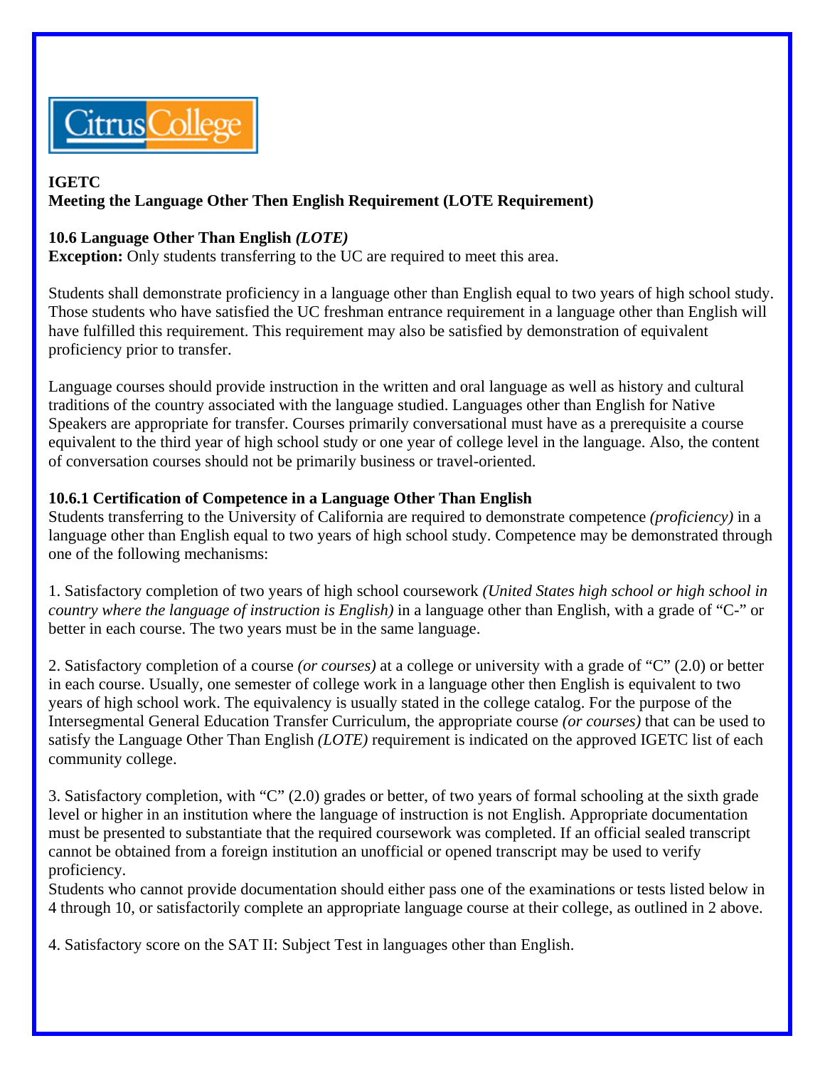Citrus College

**IGETC**
**Meeting the Language Other Then English Requirement (LOTE Requirement)**

**10.6 Language Other Than English *(LOTE)***
**Exception:** Only students transferring to the UC are required to meet this area.

Students shall demonstrate proficiency in a language other than English equal to two years of high school study. Those students who have satisfied the UC freshman entrance requirement in a language other than English will have fulfilled this requirement. This requirement may also be satisfied by demonstration of equivalent proficiency prior to transfer.

Language courses should provide instruction in the written and oral language as well as history and cultural traditions of the country associated with the language studied. Languages other than English for Native Speakers are appropriate for transfer. Courses primarily conversational must have as a prerequisite a course equivalent to the third year of high school study or one year of college level in the language. Also, the content of conversation courses should not be primarily business or travel-oriented.

**10.6.1 Certification of Competence in a Language Other Than English**
Students transferring to the University of California are required to demonstrate competence *(proficiency)* in a language other than English equal to two years of high school study. Competence may be demonstrated through one of the following mechanisms:

1. Satisfactory completion of two years of high school coursework *(United States high school or high school in country where the language of instruction is English)* in a language other than English, with a grade of "C-" or better in each course. The two years must be in the same language.

2. Satisfactory completion of a course *(or courses)* at a college or university with a grade of "C" (2.0) or better in each course. Usually, one semester of college work in a language other then English is equivalent to two years of high school work. The equivalency is usually stated in the college catalog. For the purpose of the Intersegmental General Education Transfer Curriculum, the appropriate course *(or courses)* that can be used to satisfy the Language Other Than English *(LOTE)* requirement is indicated on the approved IGETC list of each community college.

3. Satisfactory completion, with "C" (2.0) grades or better, of two years of formal schooling at the sixth grade level or higher in an institution where the language of instruction is not English. Appropriate documentation must be presented to substantiate that the required coursework was completed. If an official sealed transcript cannot be obtained from a foreign institution an unofficial or opened transcript may be used to verify proficiency.
Students who cannot provide documentation should either pass one of the examinations or tests listed below in 4 through 10, or satisfactorily complete an appropriate language course at their college, as outlined in 2 above.

4. Satisfactory score on the SAT II: Subject Test in languages other than English.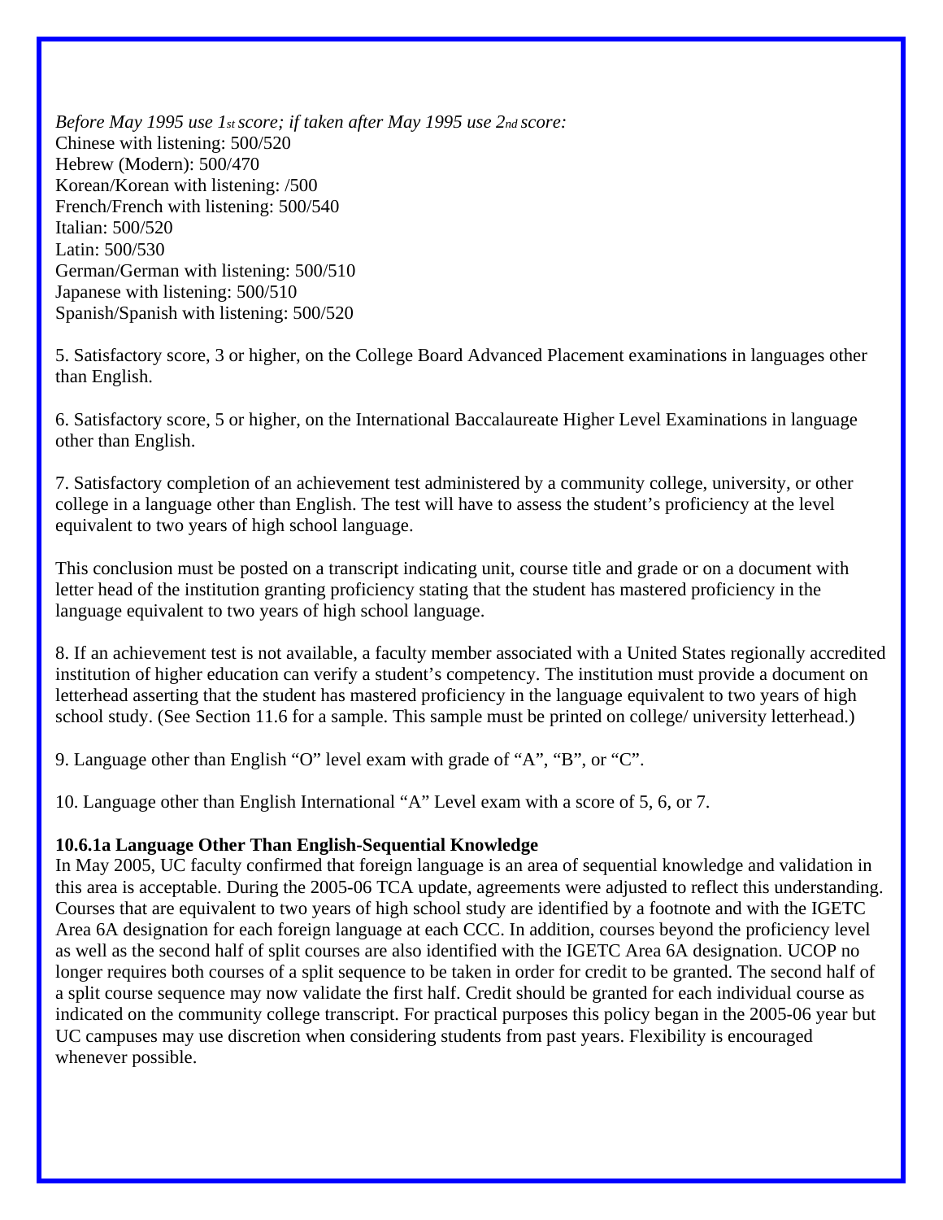*Before May 1995 use 1st score; if taken after May 1995 use 2nd score:*
Chinese with listening: 500/520
Hebrew (Modern): 500/470
Korean/Korean with listening: /500
French/French with listening: 500/540
Italian: 500/520
Latin: 500/530
German/German with listening: 500/510
Japanese with listening: 500/510
Spanish/Spanish with listening: 500/520

5. Satisfactory score, 3 or higher, on the College Board Advanced Placement examinations in languages other than English.

6. Satisfactory score, 5 or higher, on the International Baccalaureate Higher Level Examinations in language other than English.

7. Satisfactory completion of an achievement test administered by a community college, university, or other college in a language other than English. The test will have to assess the student's proficiency at the level equivalent to two years of high school language.

This conclusion must be posted on a transcript indicating unit, course title and grade or on a document with letter head of the institution granting proficiency stating that the student has mastered proficiency in the language equivalent to two years of high school language.

8. If an achievement test is not available, a faculty member associated with a United States regionally accredited institution of higher education can verify a student's competency. The institution must provide a document on letterhead asserting that the student has mastered proficiency in the language equivalent to two years of high school study. (See Section 11.6 for a sample. This sample must be printed on college/ university letterhead.)

9. Language other than English "O" level exam with grade of "A", "B", or "C".

10. Language other than English International "A" Level exam with a score of 5, 6, or 7.

**10.6.1a Language Other Than English-Sequential Knowledge**

In May 2005, UC faculty confirmed that foreign language is an area of sequential knowledge and validation in this area is acceptable. During the 2005-06 TCA update, agreements were adjusted to reflect this understanding. Courses that are equivalent to two years of high school study are identified by a footnote and with the IGETC Area 6A designation for each foreign language at each CCC. In addition, courses beyond the proficiency level as well as the second half of split courses are also identified with the IGETC Area 6A designation. UCOP no longer requires both courses of a split sequence to be taken in order for credit to be granted. The second half of a split course sequence may now validate the first half. Credit should be granted for each individual course as indicated on the community college transcript. For practical purposes this policy began in the 2005-06 year but UC campuses may use discretion when considering students from past years. Flexibility is encouraged whenever possible.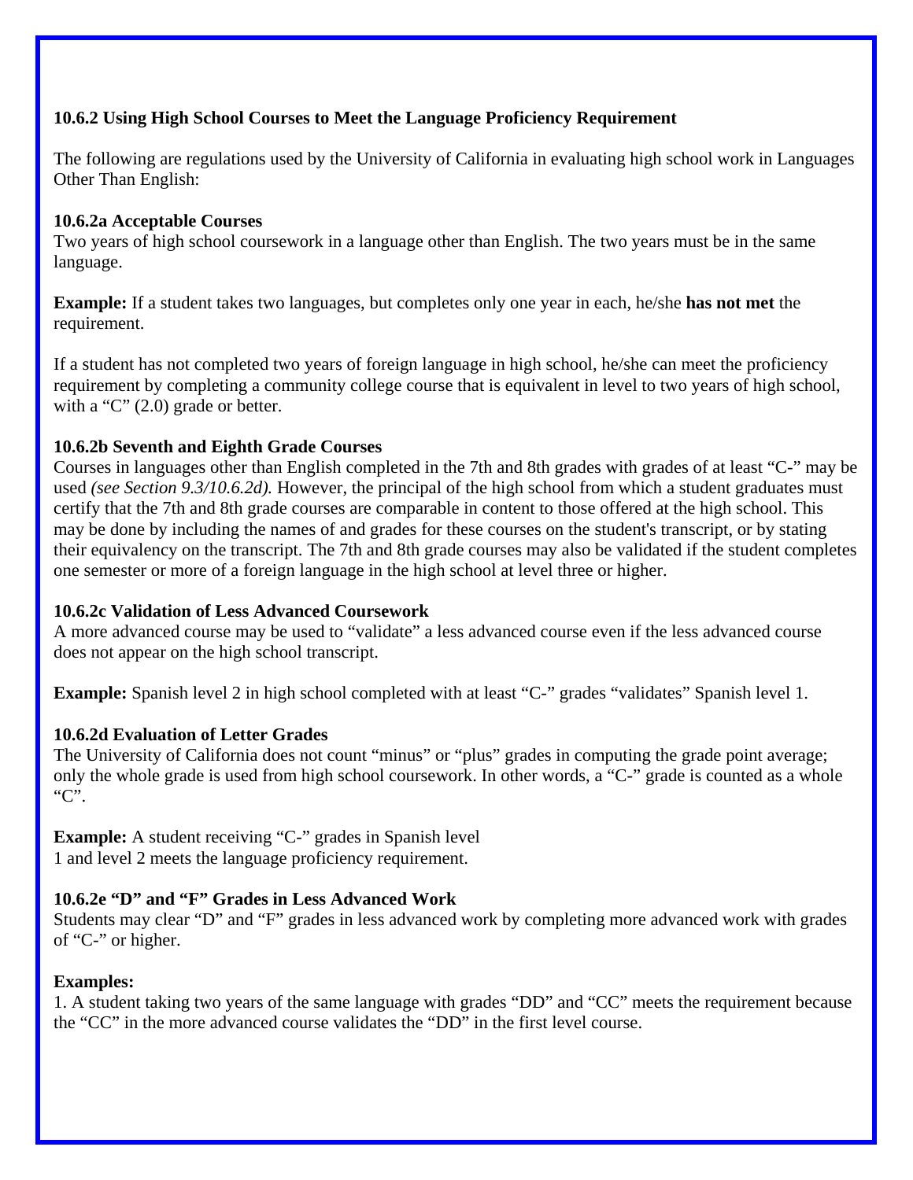**10.6.2 Using High School Courses to Meet the Language Proficiency Requirement**

The following are regulations used by the University of California in evaluating high school work in Languages Other Than English:

**10.6.2a Acceptable Courses**
Two years of high school coursework in a language other than English. The two years must be in the same language.

**Example:** If a student takes two languages, but completes only one year in each, he/she **has not met** the requirement.

If a student has not completed two years of foreign language in high school, he/she can meet the proficiency requirement by completing a community college course that is equivalent in level to two years of high school, with a "C" (2.0) grade or better.

**10.6.2b Seventh and Eighth Grade Courses**
Courses in languages other than English completed in the 7th and 8th grades with grades of at least "C-" may be used *(see Section 9.3/10.6.2d).* However, the principal of the high school from which a student graduates must certify that the 7th and 8th grade courses are comparable in content to those offered at the high school. This may be done by including the names of and grades for these courses on the student's transcript, or by stating their equivalency on the transcript. The 7th and 8th grade courses may also be validated if the student completes one semester or more of a foreign language in the high school at level three or higher.

**10.6.2c Validation of Less Advanced Coursework**
A more advanced course may be used to "validate" a less advanced course even if the less advanced course does not appear on the high school transcript.

**Example:** Spanish level 2 in high school completed with at least "C-" grades "validates" Spanish level 1.

**10.6.2d Evaluation of Letter Grades**
The University of California does not count "minus" or "plus" grades in computing the grade point average; only the whole grade is used from high school coursework. In other words, a "C-" grade is counted as a whole "C".

**Example:** A student receiving "C-" grades in Spanish level 1 and level 2 meets the language proficiency requirement.

**10.6.2e "D" and "F" Grades in Less Advanced Work**
Students may clear "D" and "F" grades in less advanced work by completing more advanced work with grades of "C-" or higher.

**Examples:**
1. A student taking two years of the same language with grades "DD" and "CC" meets the requirement because the "CC" in the more advanced course validates the "DD" in the first level course.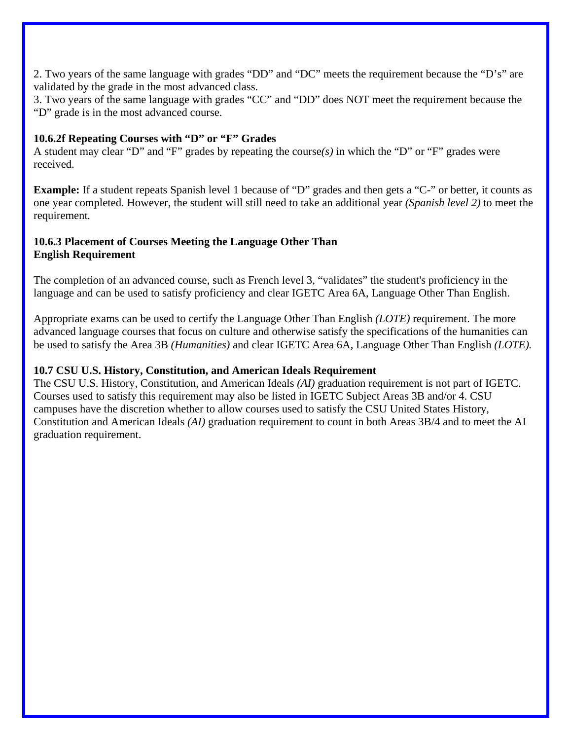2. Two years of the same language with grades “DD” and “DC” meets the requirement because the “D’s” are validated by the grade in the most advanced class.
3. Two years of the same language with grades “CC” and “DD” does NOT meet the requirement because the “D” grade is in the most advanced course.

#### 10.6.2f Repeating Courses with “D” or “F” Grades

A student may clear “D” and “F” grades by repeating the course*(s)* in which the “D” or “F” grades were received.

**Example:** If a student repeats Spanish level 1 because of “D” grades and then gets a “C-” or better, it counts as one year completed. However, the student will still need to take an additional year *(Spanish level 2)* to meet the requirement.

### 10.6.3 Placement of Courses Meeting the Language Other Than English Requirement

The completion of an advanced course, such as French level 3, “validates” the student's proficiency in the language and can be used to satisfy proficiency and clear IGETC Area 6A, Language Other Than English.

Appropriate exams can be used to certify the Language Other Than English *(LOTE)* requirement. The more advanced language courses that focus on culture and otherwise satisfy the specifications of the humanities can be used to satisfy the Area 3B *(Humanities)* and clear IGETC Area 6A, Language Other Than English *(LOTE).*

## 10.7 CSU U.S. History, Constitution, and American Ideals Requirement

The CSU U.S. History, Constitution, and American Ideals *(AI)* graduation requirement is not part of IGETC. Courses used to satisfy this requirement may also be listed in IGETC Subject Areas 3B and/or 4. CSU campuses have the discretion whether to allow courses used to satisfy the CSU United States History, Constitution and American Ideals *(AI)* graduation requirement to count in both Areas 3B/4 and to meet the AI graduation requirement.